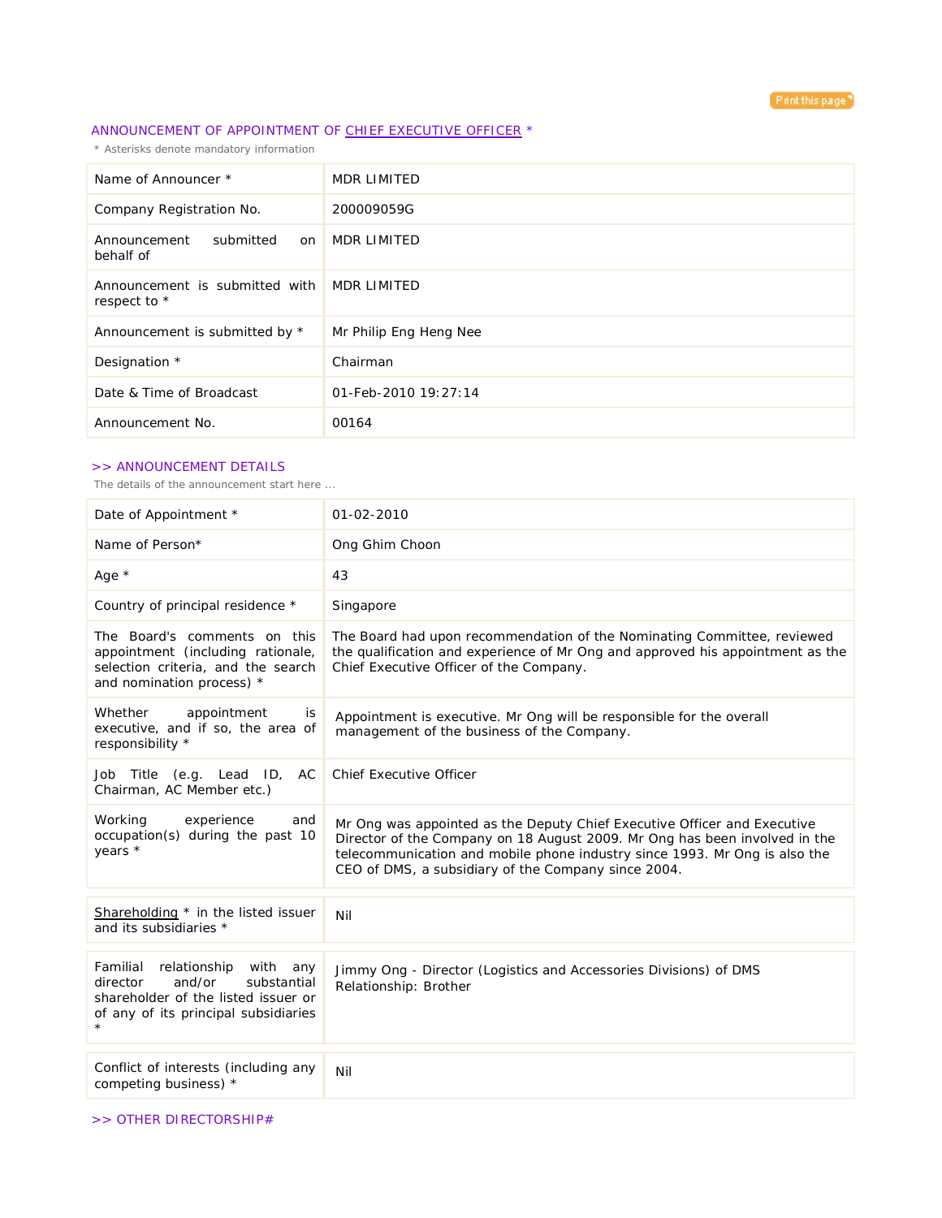## ANNOUNCEMENT OF APPOINTMENT OF CHIEF EXECUTIVE OFFICER *

* Asterisks denote mandatory information

| | |
|---|---|
| Name of Announcer * | MDR LIMITED |
| Company Registration No. | 200009059G |
| Announcement submitted on behalf of | MDR LIMITED |
| Announcement is submitted with respect to * | MDR LIMITED |
| Announcement is submitted by * | Mr Philip Eng Heng Nee |
| Designation * | Chairman |
| Date & Time of Broadcast | 01-Feb-2010 19:27:14 |
| Announcement No. | 00164 |

### >> ANNOUNCEMENT DETAILS

The details of the announcement start here ...

| | |
|---|---|
| Date of Appointment * | 01-02-2010 |
| Name of Person* | Ong Ghim Choon |
| Age * | 43 |
| Country of principal residence * | Singapore |
| The Board's comments on this appointment (including rationale, selection criteria, and the search and nomination process) * | The Board had upon recommendation of the Nominating Committee, reviewed the qualification and experience of Mr Ong and approved his appointment as the Chief Executive Officer of the Company. |
| Whether appointment is executive, and if so, the area of responsibility * | Appointment is executive. Mr Ong will be responsible for the overall management of the business of the Company. |
| Job Title (e.g. Lead ID, AC Chairman, AC Member etc.) | Chief Executive Officer |
| Working experience and occupation(s) during the past 10 years * | Mr Ong was appointed as the Deputy Chief Executive Officer and Executive Director of the Company on 18 August 2009. Mr Ong has been involved in the telecommunication and mobile phone industry since 1993. Mr Ong is also the CEO of DMS, a subsidiary of the Company since 2004. |
| Shareholding * in the listed issuer and its subsidiaries * | Nil |
| Familial relationship with any director and/or substantial shareholder of the listed issuer or of any of its principal subsidiaries * | Jimmy Ong - Director (Logistics and Accessories Divisions) of DMS<br>Relationship: Brother |
| Conflict of interests (including any competing business) * | Nil |

### >> OTHER DIRECTORSHIP#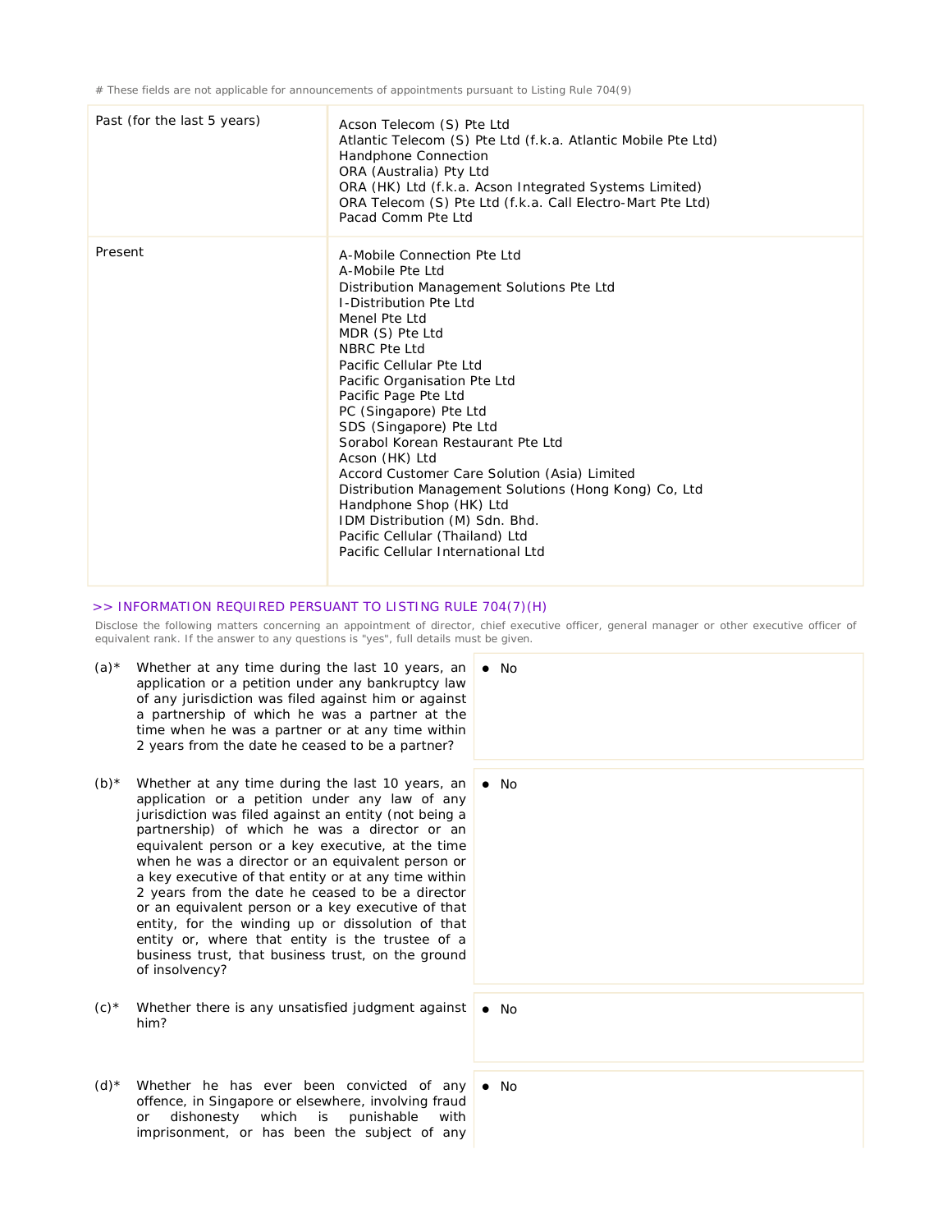# These fields are not applicable for announcements of appointments pursuant to Listing Rule 704(9)

| | |
|---|---|
| Past (for the last 5 years) | Acson Telecom (S) Pte Ltd<br>Atlantic Telecom (S) Pte Ltd (f.k.a. Atlantic Mobile Pte Ltd)<br>Handphone Connection<br>ORA (Australia) Pty Ltd<br>ORA (HK) Ltd (f.k.a. Acson Integrated Systems Limited)<br>ORA Telecom (S) Pte Ltd (f.k.a. Call Electro-Mart Pte Ltd)<br>Pacad Comm Pte Ltd |
| Present | A-Mobile Connection Pte Ltd<br>A-Mobile Pte Ltd<br>Distribution Management Solutions Pte Ltd<br>I-Distribution Pte Ltd<br>Menel Pte Ltd<br>MDR (S) Pte Ltd<br>NBRC Pte Ltd<br>Pacific Cellular Pte Ltd<br>Pacific Organisation Pte Ltd<br>Pacific Page Pte Ltd<br>PC (Singapore) Pte Ltd<br>SDS (Singapore) Pte Ltd<br>Sorabol Korean Restaurant Pte Ltd<br>Acson (HK) Ltd<br>Accord Customer Care Solution (Asia) Limited<br>Distribution Management Solutions (Hong Kong) Co, Ltd<br>Handphone Shop (HK) Ltd<br>IDM Distribution (M) Sdn. Bhd.<br>Pacific Cellular (Thailand) Ltd<br>Pacific Cellular International Ltd |

## >> INFORMATION REQUIRED PURSUANT TO LISTING RULE 704(7)(H)

Disclose the following matters concerning an appointment of director, chief executive officer, general manager or other executive officer of equivalent rank. If the answer to any questions is "yes", full details must be given.

| | | |
|---|---|---|
| (a)* | Whether at any time during the last 10 years, an application or a petition under any bankruptcy law of any jurisdiction was filed against him or against a partnership of which he was a partner at the time when he was a partner or at any time within 2 years from the date he ceased to be a partner? | • No |
| (b)* | Whether at any time during the last 10 years, an application or a petition under any law of any jurisdiction was filed against an entity (not being a partnership) of which he was a director or an equivalent person or a key executive, at the time when he was a director or an equivalent person or a key executive of that entity or at any time within 2 years from the date he ceased to be a director or an equivalent person or a key executive of that entity, for the winding up or dissolution of that entity or, where that entity is the trustee of a business trust, that business trust, on the ground of insolvency? | • No |
| (c)* | Whether there is any unsatisfied judgment against him? | • No |
| (d)* | Whether he has ever been convicted of any offence, in Singapore or elsewhere, involving fraud or dishonesty which is punishable with imprisonment, or has been the subject of any | • No |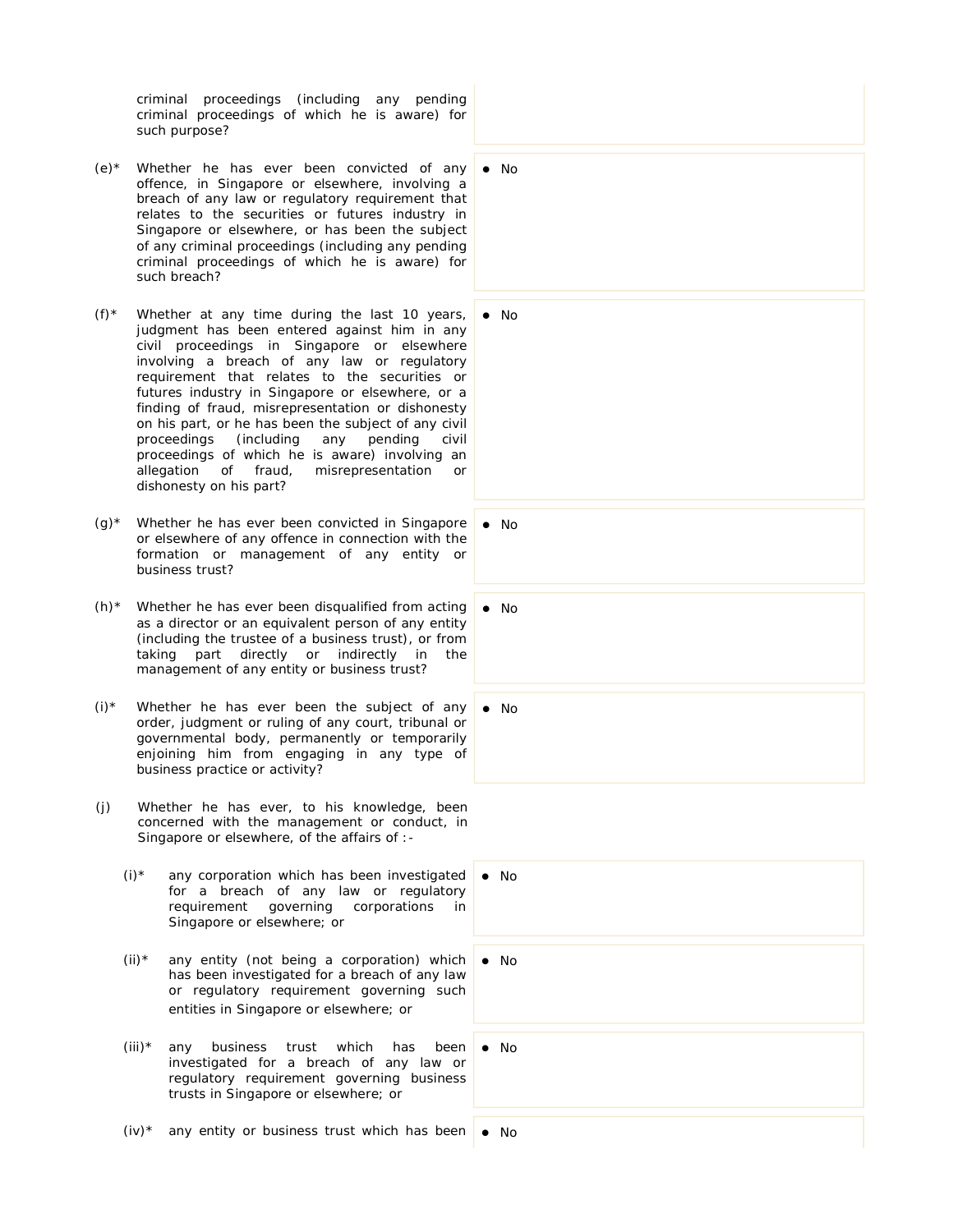| | | |
|---|---|---|
| | criminal proceedings (including any pending criminal proceedings of which he is aware) for such purpose? | |
| (e)* | Whether he has ever been convicted of any offence, in Singapore or elsewhere, involving a breach of any law or regulatory requirement that relates to the securities or futures industry in Singapore or elsewhere, or has been the subject of any criminal proceedings (including any pending criminal proceedings of which he is aware) for such breach? | • No |
| (f)* | Whether at any time during the last 10 years, judgment has been entered against him in any civil proceedings in Singapore or elsewhere involving a breach of any law or regulatory requirement that relates to the securities or futures industry in Singapore or elsewhere, or a finding of fraud, misrepresentation or dishonesty on his part, or he has been the subject of any civil proceedings (including any pending civil proceedings of which he is aware) involving an allegation of fraud, misrepresentation or dishonesty on his part? | • No |
| (g)* | Whether he has ever been convicted in Singapore or elsewhere of any offence in connection with the formation or management of any entity or business trust? | • No |
| (h)* | Whether he has ever been disqualified from acting as a director or an equivalent person of any entity (including the trustee of a business trust), or from taking part directly or indirectly in the management of any entity or business trust? | • No |
| (i)* | Whether he has ever been the subject of any order, judgment or ruling of any court, tribunal or governmental body, permanently or temporarily enjoining him from engaging in any type of business practice or activity? | • No |
| (j) | Whether he has ever, to his knowledge, been concerned with the management or conduct, in Singapore or elsewhere, of the affairs of :- | |
| (i)* | any corporation which has been investigated for a breach of any law or regulatory requirement governing corporations in Singapore or elsewhere; or | • No |
| (ii)* | any entity (not being a corporation) which has been investigated for a breach of any law or regulatory requirement governing such entities in Singapore or elsewhere; or | • No |
| (iii)* | any business trust which has been investigated for a breach of any law or regulatory requirement governing business trusts in Singapore or elsewhere; or | • No |
| (iv)* | any entity or business trust which has been | • No |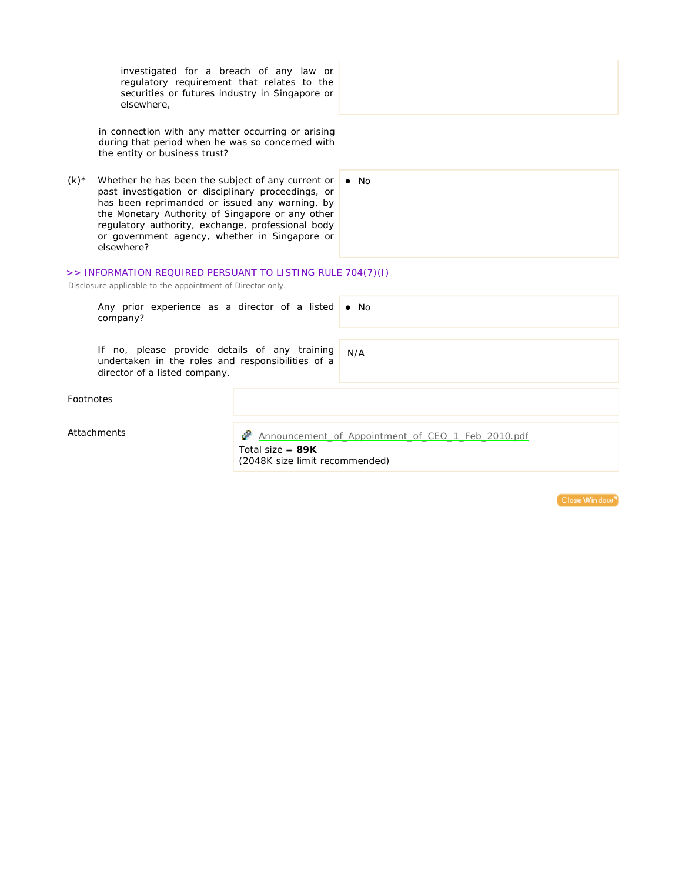investigated for a breach of any law or regulatory requirement that relates to the securities or futures industry in Singapore or elsewhere,

in connection with any matter occurring or arising during that period when he was so concerned with the entity or business trust?

| | | |
|---|---|---|
| (k)* | Whether he has been the subject of any current or past investigation or disciplinary proceedings, or has been reprimanded or issued any warning, by the Monetary Authority of Singapore or any other regulatory authority, exchange, professional body or government agency, whether in Singapore or elsewhere? | • No |

### >> INFORMATION REQUIRED PERSUANT TO LISTING RULE 704(7)(I)

Disclosure applicable to the appointment of Director only.

| | |
|---|---|
| Any prior experience as a director of a listed company? | • No |
| If no, please provide details of any training undertaken in the roles and responsibilities of a director of a listed company. | N/A |

| | |
|---|---|
| Footnotes | |
| Attachments | Announcement_of_Appointment_of_CEO_1_Feb_2010.pdf<br>Total size = **89K**<br>(2048K size limit recommended) |

Close Window